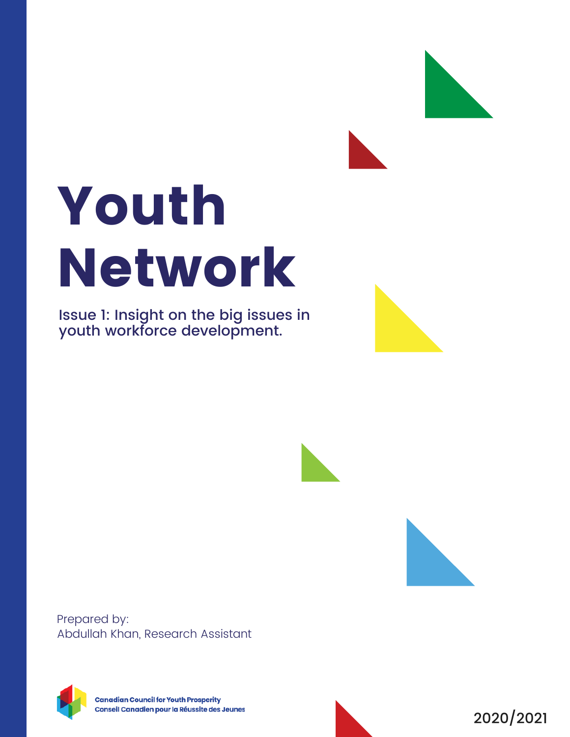# Youth Network

Issue 1: Insight on the big issues in youth workforce development.

Prepared by:
Abdullah Khan, Research Assistant

Canadian Council for Youth Prosperity
Conseil Canadien pour la Réussite des Jeunes

2020/2021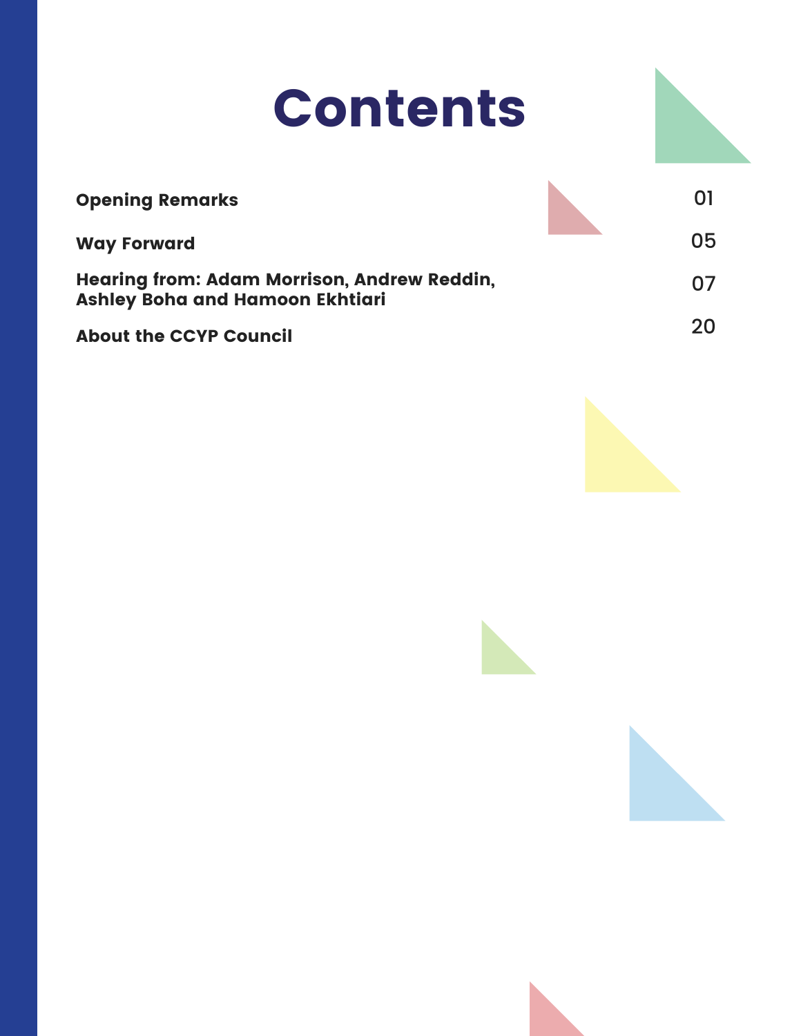# Contents

| | |
|---|---|
| **Opening Remarks** | 01 |
| **Way Forward** | 05 |
| **Hearing from: Adam Morrison, Andrew Reddin, Ashley Boha and Hamoon Ekhtiari** | 07 |
| **About the CCYP Council** | 20 |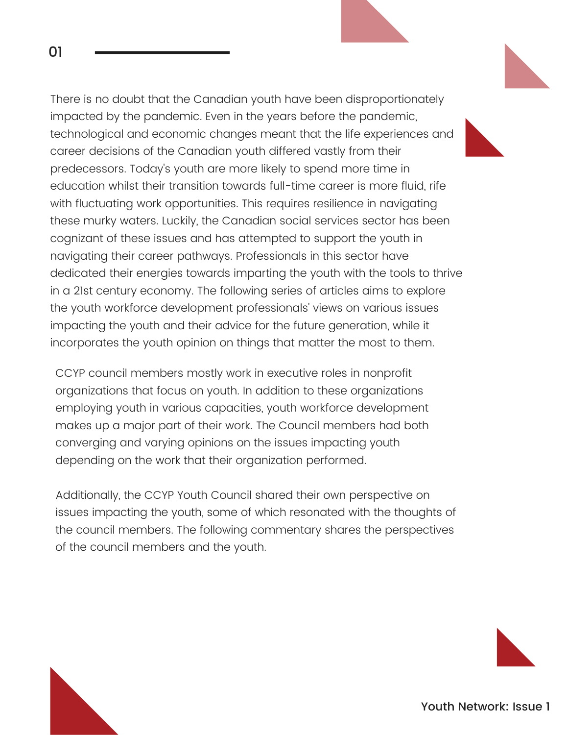There is no doubt that the Canadian youth have been disproportionately impacted by the pandemic. Even in the years before the pandemic, technological and economic changes meant that the life experiences and career decisions of the Canadian youth differed vastly from their predecessors. Today's youth are more likely to spend more time in education whilst their transition towards full-time career is more fluid, rife with fluctuating work opportunities. This requires resilience in navigating these murky waters. Luckily, the Canadian social services sector has been cognizant of these issues and has attempted to support the youth in navigating their career pathways. Professionals in this sector have dedicated their energies towards imparting the youth with the tools to thrive in a 21st century economy. The following series of articles aims to explore the youth workforce development professionals' views on various issues impacting the youth and their advice for the future generation, while it incorporates the youth opinion on things that matter the most to them.

CCYP council members mostly work in executive roles in nonprofit organizations that focus on youth. In addition to these organizations employing youth in various capacities, youth workforce development makes up a major part of their work. The Council members had both converging and varying opinions on the issues impacting youth depending on the work that their organization performed.

Additionally, the CCYP Youth Council shared their own perspective on issues impacting the youth, some of which resonated with the thoughts of the council members. The following commentary shares the perspectives of the council members and the youth.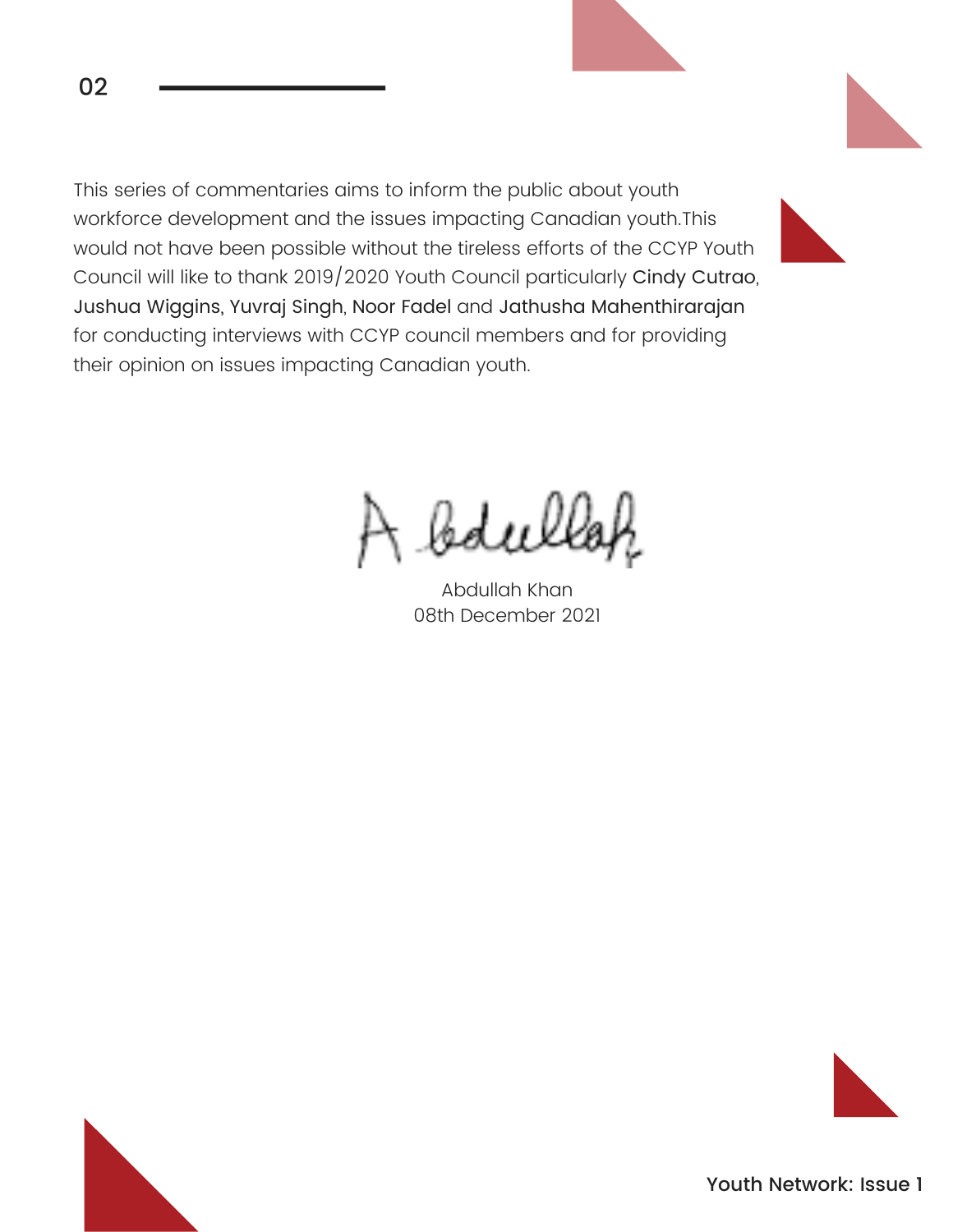This series of commentaries aims to inform the public about youth workforce development and the issues impacting Canadian youth.This would not have been possible without the tireless efforts of the CCYP Youth Council will like to thank 2019/2020 Youth Council particularly Cindy Cutrao, Jushua Wiggins, Yuvraj Singh, Noor Fadel and Jathusha Mahenthirarajan for conducting interviews with CCYP council members and for providing their opinion on issues impacting Canadian youth.

Abdullah Khan
08th December 2021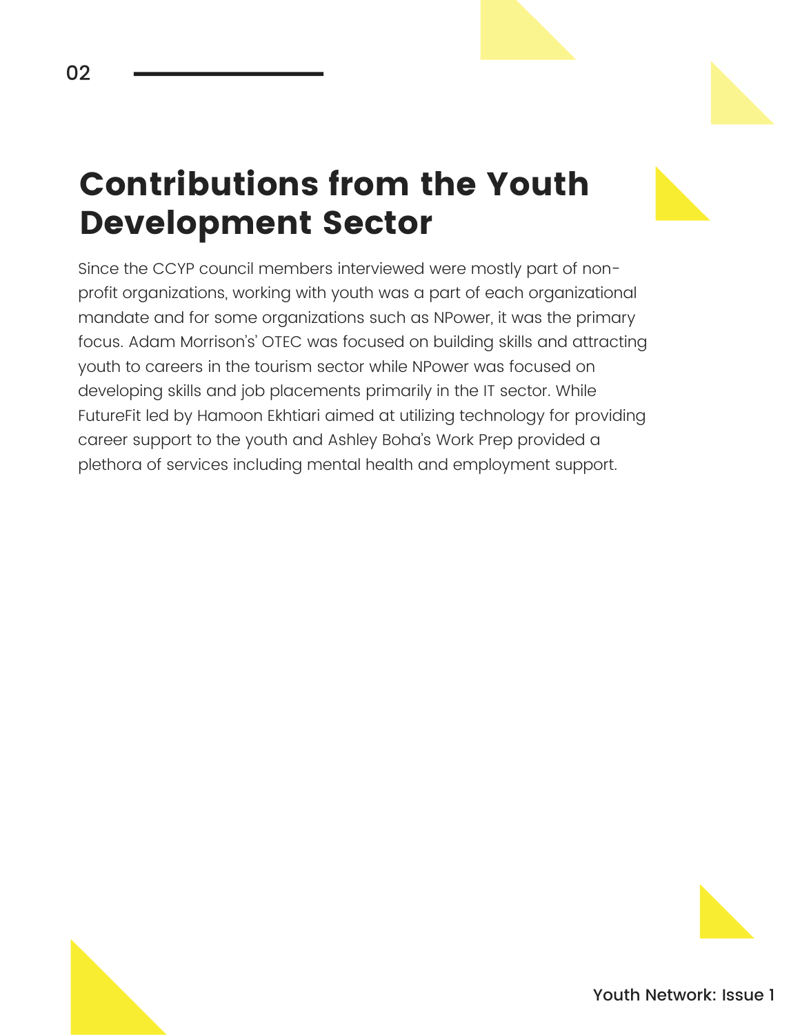# Contributions from the Youth Development Sector

Since the CCYP council members interviewed were mostly part of non-profit organizations, working with youth was a part of each organizational mandate and for some organizations such as NPower, it was the primary focus. Adam Morrison's' OTEC was focused on building skills and attracting youth to careers in the tourism sector while NPower was focused on developing skills and job placements primarily in the IT sector. While FutureFit led by Hamoon Ekhtiari aimed at utilizing technology for providing career support to the youth and Ashley Boha's Work Prep provided a plethora of services including mental health and employment support.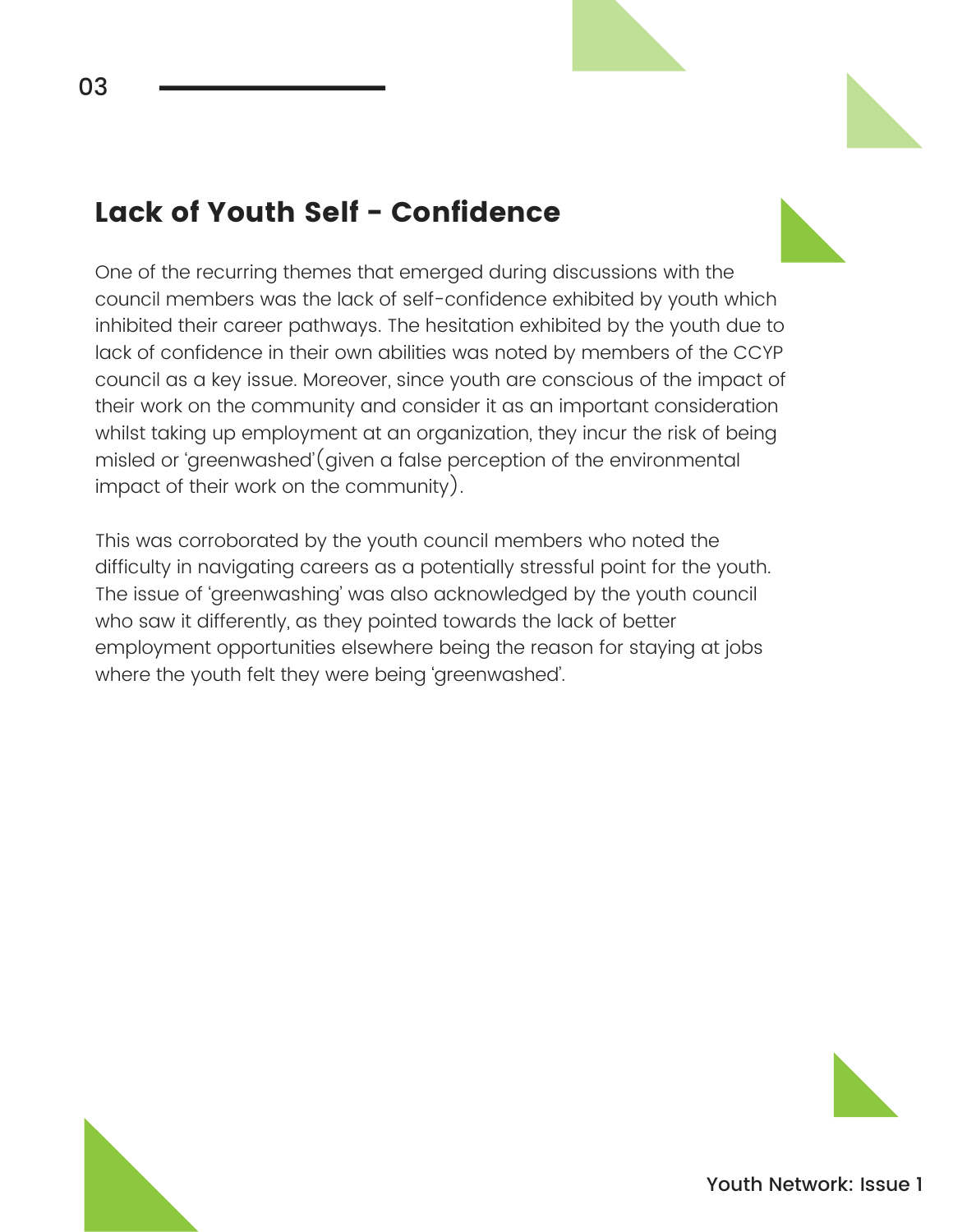## Lack of Youth Self - Confidence

One of the recurring themes that emerged during discussions with the council members was the lack of self-confidence exhibited by youth which inhibited their career pathways. The hesitation exhibited by the youth due to lack of confidence in their own abilities was noted by members of the CCYP council as a key issue. Moreover, since youth are conscious of the impact of their work on the community and consider it as an important consideration whilst taking up employment at an organization, they incur the risk of being misled or 'greenwashed'(given a false perception of the environmental impact of their work on the community).

This was corroborated by the youth council members who noted the difficulty in navigating careers as a potentially stressful point for the youth. The issue of 'greenwashing' was also acknowledged by the youth council who saw it differently, as they pointed towards the lack of better employment opportunities elsewhere being the reason for staying at jobs where the youth felt they were being 'greenwashed'.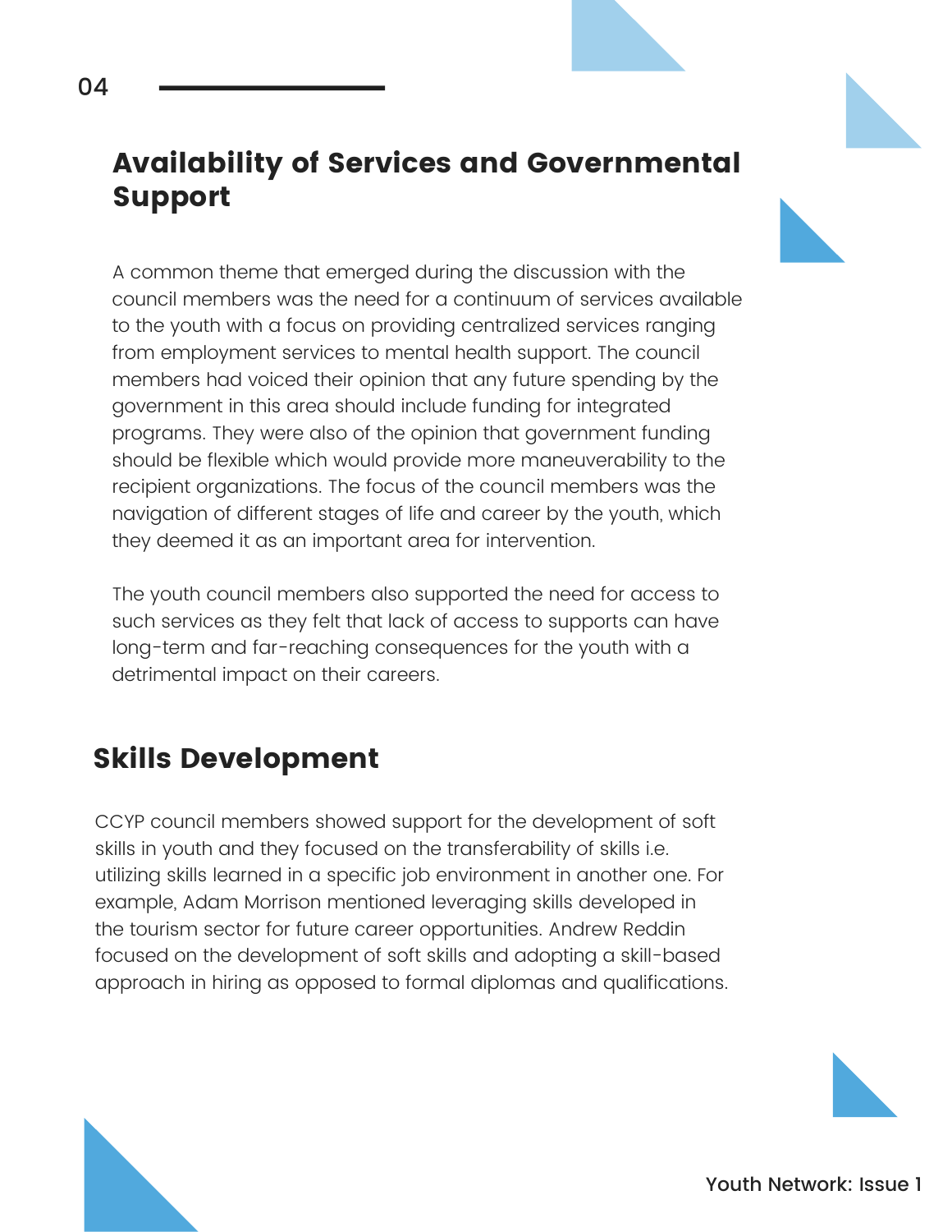## Availability of Services and Governmental Support

A common theme that emerged during the discussion with the council members was the need for a continuum of services available to the youth with a focus on providing centralized services ranging from employment services to mental health support. The council members had voiced their opinion that any future spending by the government in this area should include funding for integrated programs. They were also of the opinion that government funding should be flexible which would provide more maneuverability to the recipient organizations. The focus of the council members was the navigation of different stages of life and career by the youth, which they deemed it as an important area for intervention.

The youth council members also supported the need for access to such services as they felt that lack of access to supports can have long-term and far-reaching consequences for the youth with a detrimental impact on their careers.

## Skills Development

CCYP council members showed support for the development of soft skills in youth and they focused on the transferability of skills i.e. utilizing skills learned in a specific job environment in another one. For example, Adam Morrison mentioned leveraging skills developed in the tourism sector for future career opportunities. Andrew Reddin focused on the development of soft skills and adopting a skill-based approach in hiring as opposed to formal diplomas and qualifications.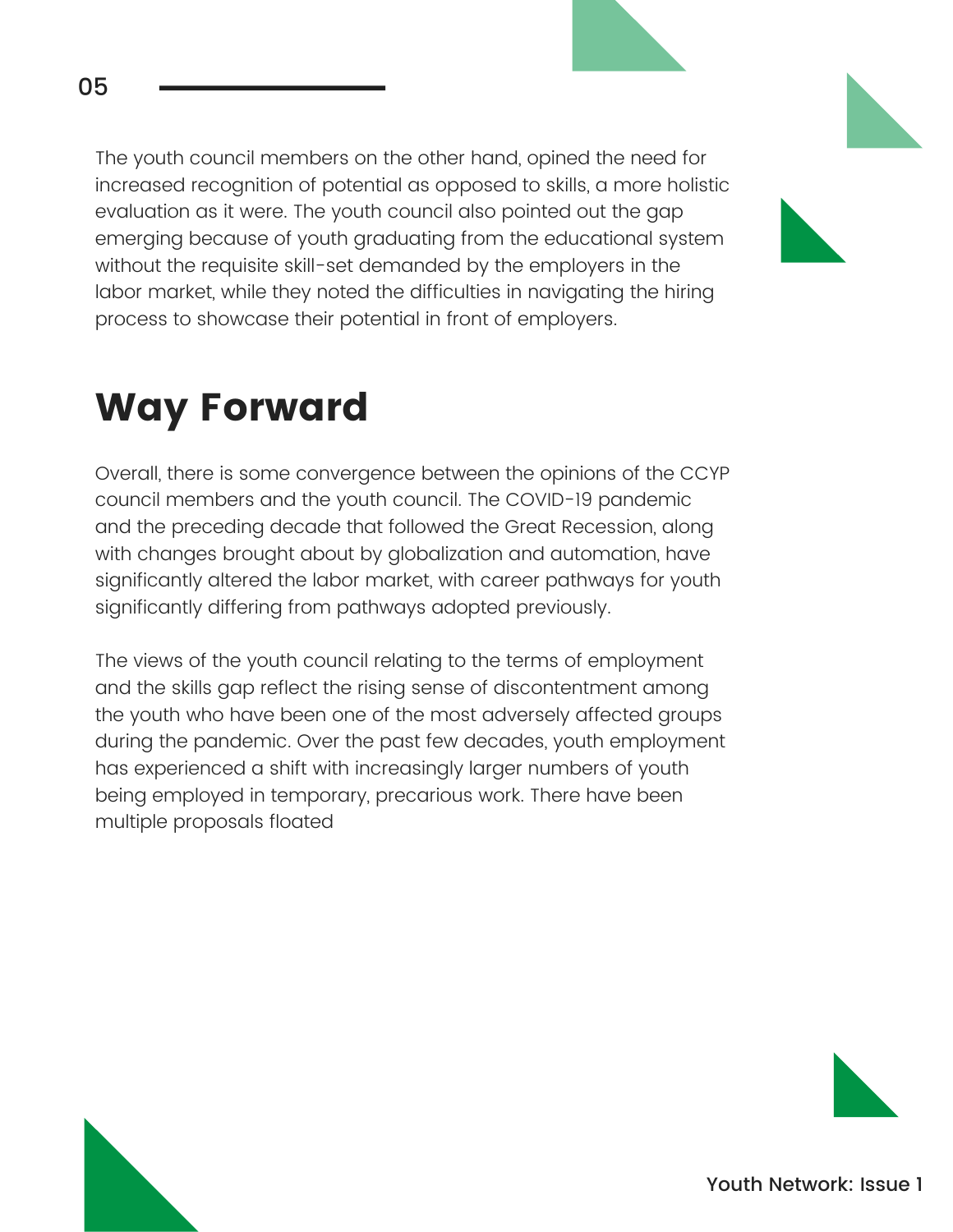The youth council members on the other hand, opined the need for increased recognition of potential as opposed to skills, a more holistic evaluation as it were. The youth council also pointed out the gap emerging because of youth graduating from the educational system without the requisite skill-set demanded by the employers in the labor market, while they noted the difficulties in navigating the hiring process to showcase their potential in front of employers.

# Way Forward

Overall, there is some convergence between the opinions of the CCYP council members and the youth council. The COVID-19 pandemic and the preceding decade that followed the Great Recession, along with changes brought about by globalization and automation, have significantly altered the labor market, with career pathways for youth significantly differing from pathways adopted previously.

The views of the youth council relating to the terms of employment and the skills gap reflect the rising sense of discontentment among the youth who have been one of the most adversely affected groups during the pandemic. Over the past few decades, youth employment has experienced a shift with increasingly larger numbers of youth being employed in temporary, precarious work. There have been multiple proposals floated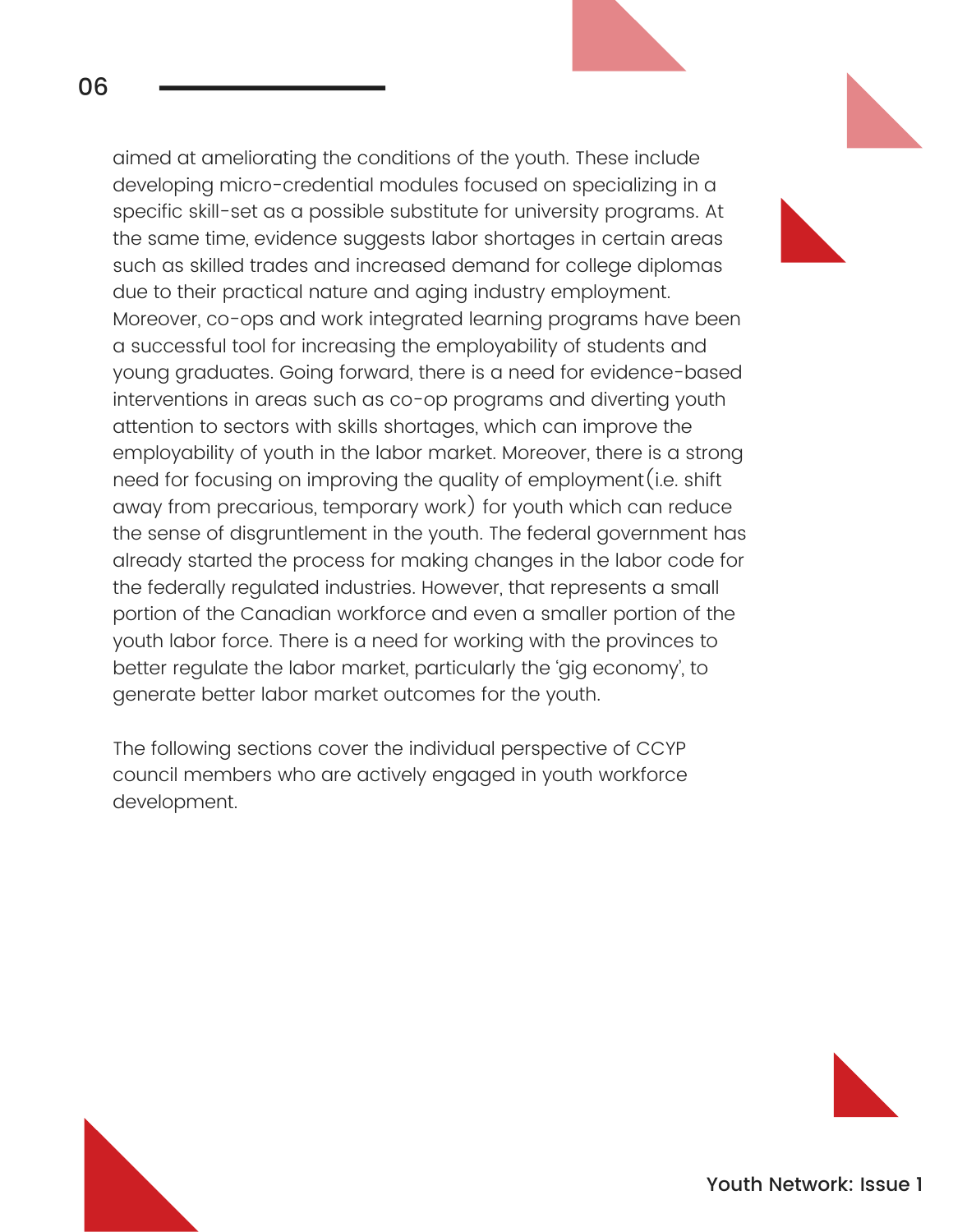aimed at ameliorating the conditions of the youth. These include developing micro-credential modules focused on specializing in a specific skill-set as a possible substitute for university programs. At the same time, evidence suggests labor shortages in certain areas such as skilled trades and increased demand for college diplomas due to their practical nature and aging industry employment. Moreover, co-ops and work integrated learning programs have been a successful tool for increasing the employability of students and young graduates. Going forward, there is a need for evidence-based interventions in areas such as co-op programs and diverting youth attention to sectors with skills shortages, which can improve the employability of youth in the labor market. Moreover, there is a strong need for focusing on improving the quality of employment (i.e. shift away from precarious, temporary work) for youth which can reduce the sense of disgruntlement in the youth. The federal government has already started the process for making changes in the labor code for the federally regulated industries. However, that represents a small portion of the Canadian workforce and even a smaller portion of the youth labor force. There is a need for working with the provinces to better regulate the labor market, particularly the 'gig economy', to generate better labor market outcomes for the youth.

The following sections cover the individual perspective of CCYP council members who are actively engaged in youth workforce development.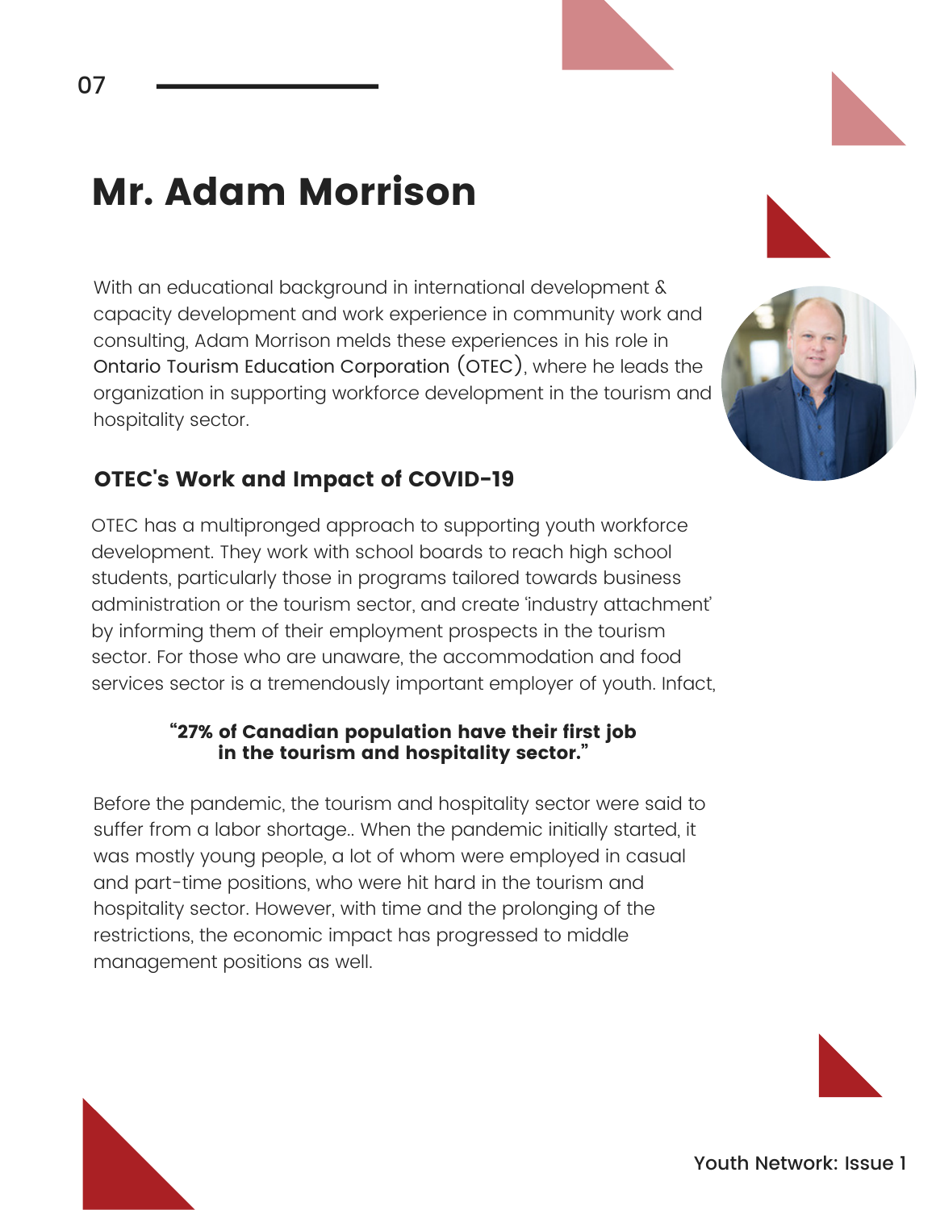# Mr. Adam Morrison

With an educational background in international development & capacity development and work experience in community work and consulting, Adam Morrison melds these experiences in his role in Ontario Tourism Education Corporation (OTEC), where he leads the organization in supporting workforce development in the tourism and hospitality sector.

## OTEC's Work and Impact of COVID-19

OTEC has a multipronged approach to supporting youth workforce development. They work with school boards to reach high school students, particularly those in programs tailored towards business administration or the tourism sector, and create 'industry attachment' by informing them of their employment prospects in the tourism sector. For those who are unaware, the accommodation and food services sector is a tremendously important employer of youth. Infact,

**"27% of Canadian population have their first job in the tourism and hospitality sector."**

Before the pandemic, the tourism and hospitality sector were said to suffer from a labor shortage.. When the pandemic initially started, it was mostly young people, a lot of whom were employed in casual and part-time positions, who were hit hard in the tourism and hospitality sector. However, with time and the prolonging of the restrictions, the economic impact has progressed to middle management positions as well.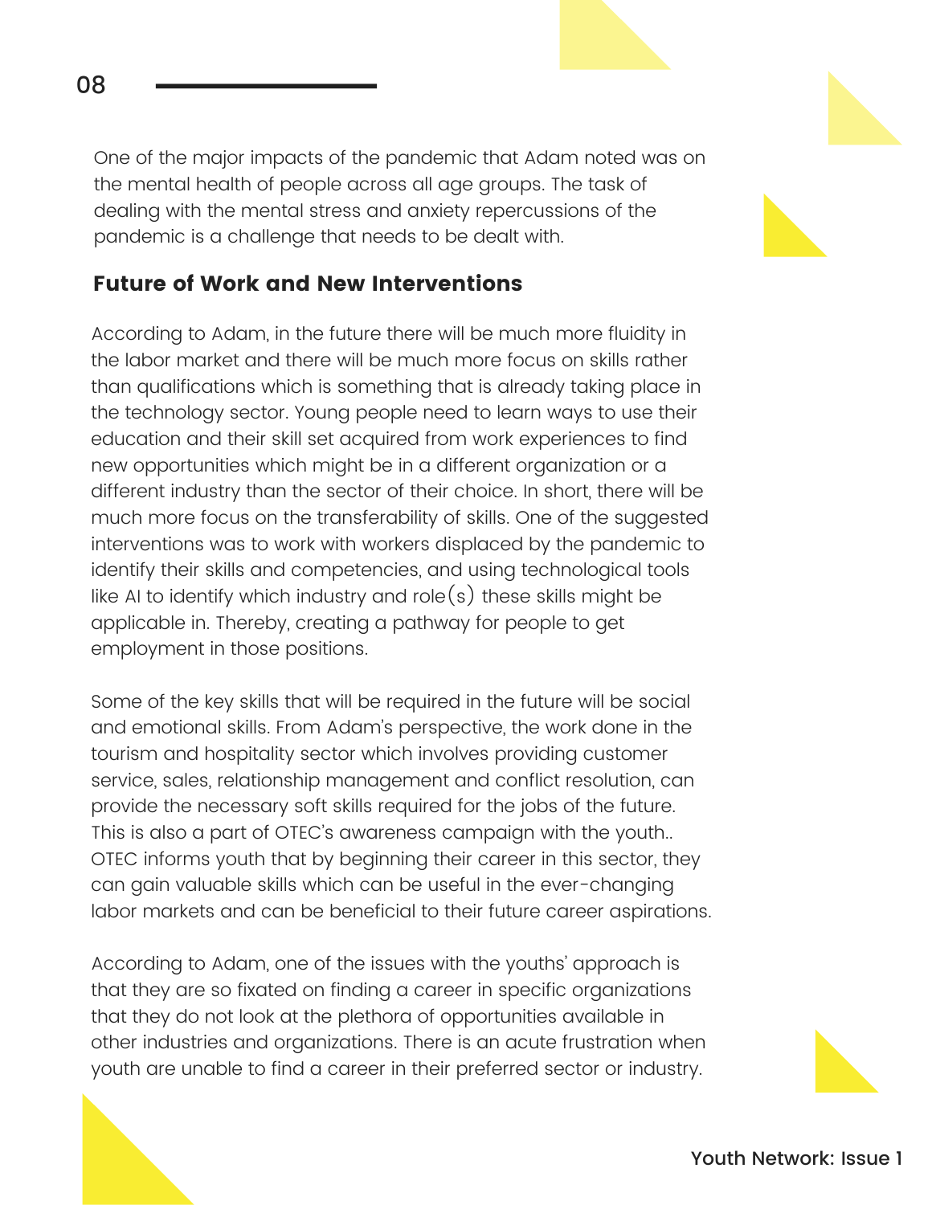One of the major impacts of the pandemic that Adam noted was on the mental health of people across all age groups. The task of dealing with the mental stress and anxiety repercussions of the pandemic is a challenge that needs to be dealt with.

## Future of Work and New Interventions

According to Adam, in the future there will be much more fluidity in the labor market and there will be much more focus on skills rather than qualifications which is something that is already taking place in the technology sector. Young people need to learn ways to use their education and their skill set acquired from work experiences to find new opportunities which might be in a different organization or a different industry than the sector of their choice. In short, there will be much more focus on the transferability of skills. One of the suggested interventions was to work with workers displaced by the pandemic to identify their skills and competencies, and using technological tools like AI to identify which industry and role(s) these skills might be applicable in. Thereby, creating a pathway for people to get employment in those positions.

Some of the key skills that will be required in the future will be social and emotional skills. From Adam's perspective, the work done in the tourism and hospitality sector which involves providing customer service, sales, relationship management and conflict resolution, can provide the necessary soft skills required for the jobs of the future. This is also a part of OTEC's awareness campaign with the youth.. OTEC informs youth that by beginning their career in this sector, they can gain valuable skills which can be useful in the ever-changing labor markets and can be beneficial to their future career aspirations.

According to Adam, one of the issues with the youths' approach is that they are so fixated on finding a career in specific organizations that they do not look at the plethora of opportunities available in other industries and organizations. There is an acute frustration when youth are unable to find a career in their preferred sector or industry.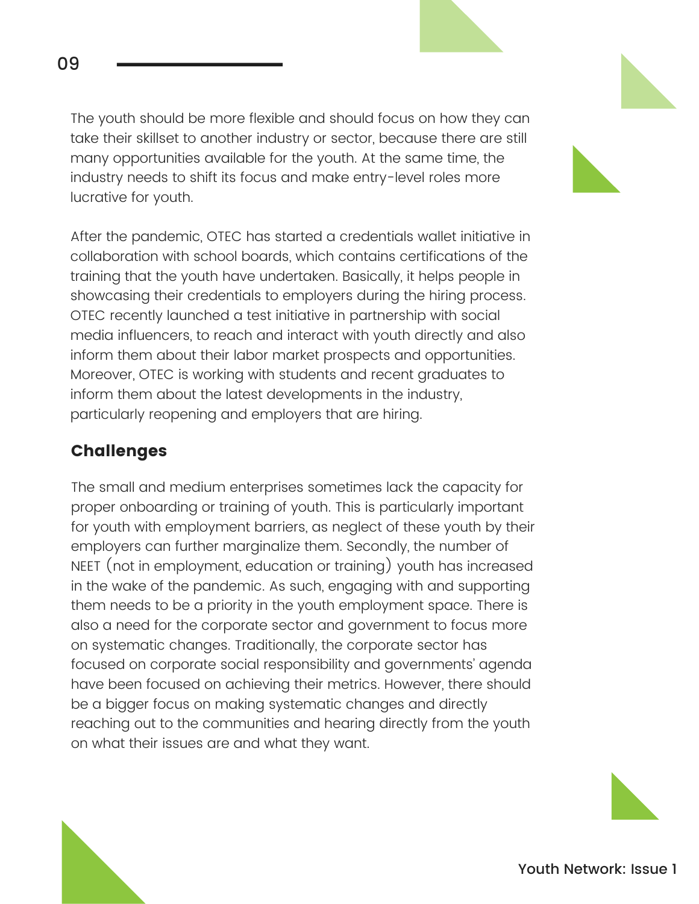The youth should be more flexible and should focus on how they can take their skillset to another industry or sector, because there are still many opportunities available for the youth. At the same time, the industry needs to shift its focus and make entry-level roles more lucrative for youth.

After the pandemic, OTEC has started a credentials wallet initiative in collaboration with school boards, which contains certifications of the training that the youth have undertaken. Basically, it helps people in showcasing their credentials to employers during the hiring process. OTEC recently launched a test initiative in partnership with social media influencers, to reach and interact with youth directly and also inform them about their labor market prospects and opportunities. Moreover, OTEC is working with students and recent graduates to inform them about the latest developments in the industry, particularly reopening and employers that are hiring.

## Challenges

The small and medium enterprises sometimes lack the capacity for proper onboarding or training of youth. This is particularly important for youth with employment barriers, as neglect of these youth by their employers can further marginalize them. Secondly, the number of NEET (not in employment, education or training) youth has increased in the wake of the pandemic. As such, engaging with and supporting them needs to be a priority in the youth employment space. There is also a need for the corporate sector and government to focus more on systematic changes. Traditionally, the corporate sector has focused on corporate social responsibility and governments' agenda have been focused on achieving their metrics. However, there should be a bigger focus on making systematic changes and directly reaching out to the communities and hearing directly from the youth on what their issues are and what they want.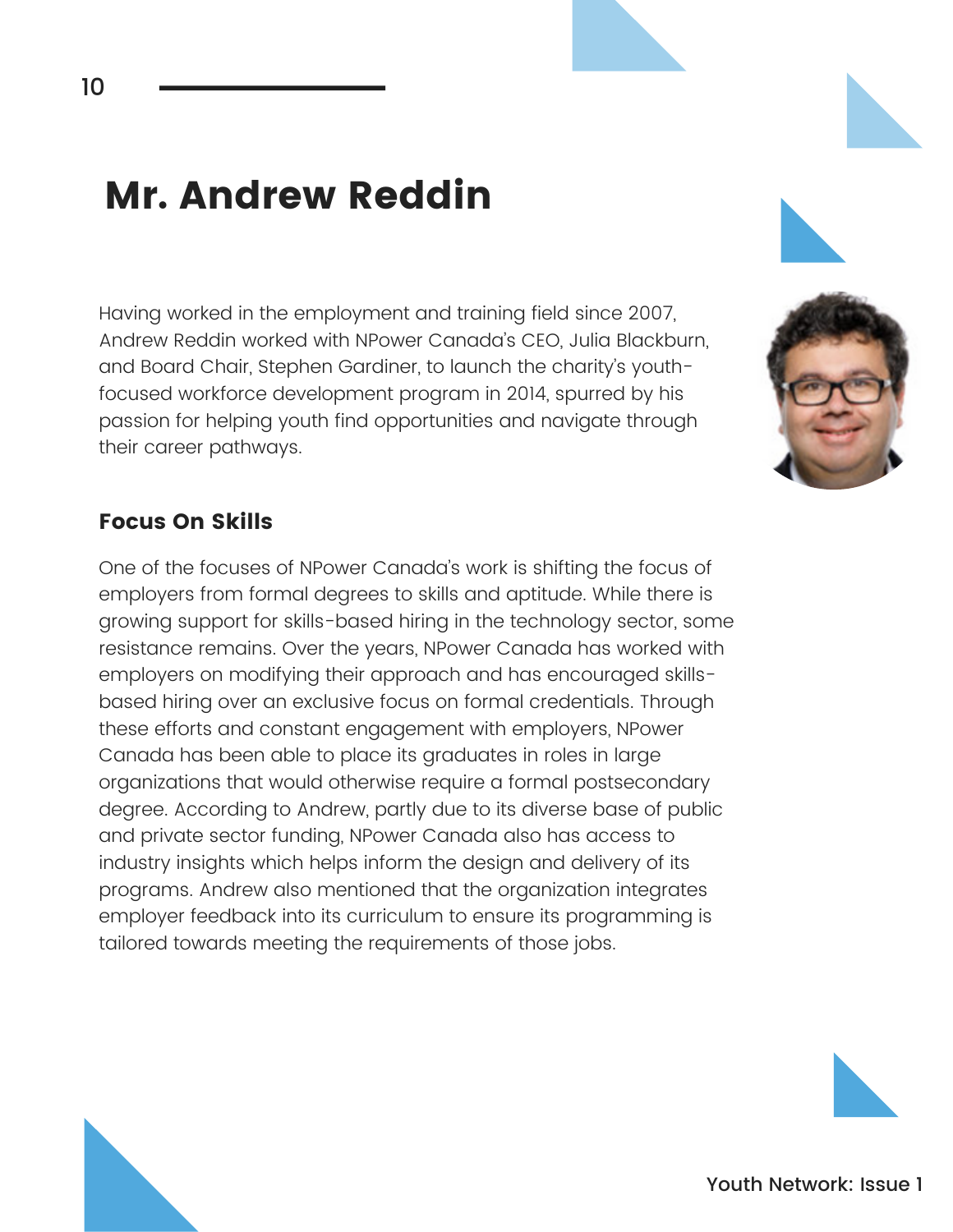# Mr. Andrew Reddin

Having worked in the employment and training field since 2007, Andrew Reddin worked with NPower Canada's CEO, Julia Blackburn, and Board Chair, Stephen Gardiner, to launch the charity's youth-focused workforce development program in 2014, spurred by his passion for helping youth find opportunities and navigate through their career pathways.

## Focus On Skills

One of the focuses of NPower Canada's work is shifting the focus of employers from formal degrees to skills and aptitude. While there is growing support for skills-based hiring in the technology sector, some resistance remains. Over the years, NPower Canada has worked with employers on modifying their approach and has encouraged skills-based hiring over an exclusive focus on formal credentials. Through these efforts and constant engagement with employers, NPower Canada has been able to place its graduates in roles in large organizations that would otherwise require a formal postsecondary degree. According to Andrew, partly due to its diverse base of public and private sector funding, NPower Canada also has access to industry insights which helps inform the design and delivery of its programs. Andrew also mentioned that the organization integrates employer feedback into its curriculum to ensure its programming is tailored towards meeting the requirements of those jobs.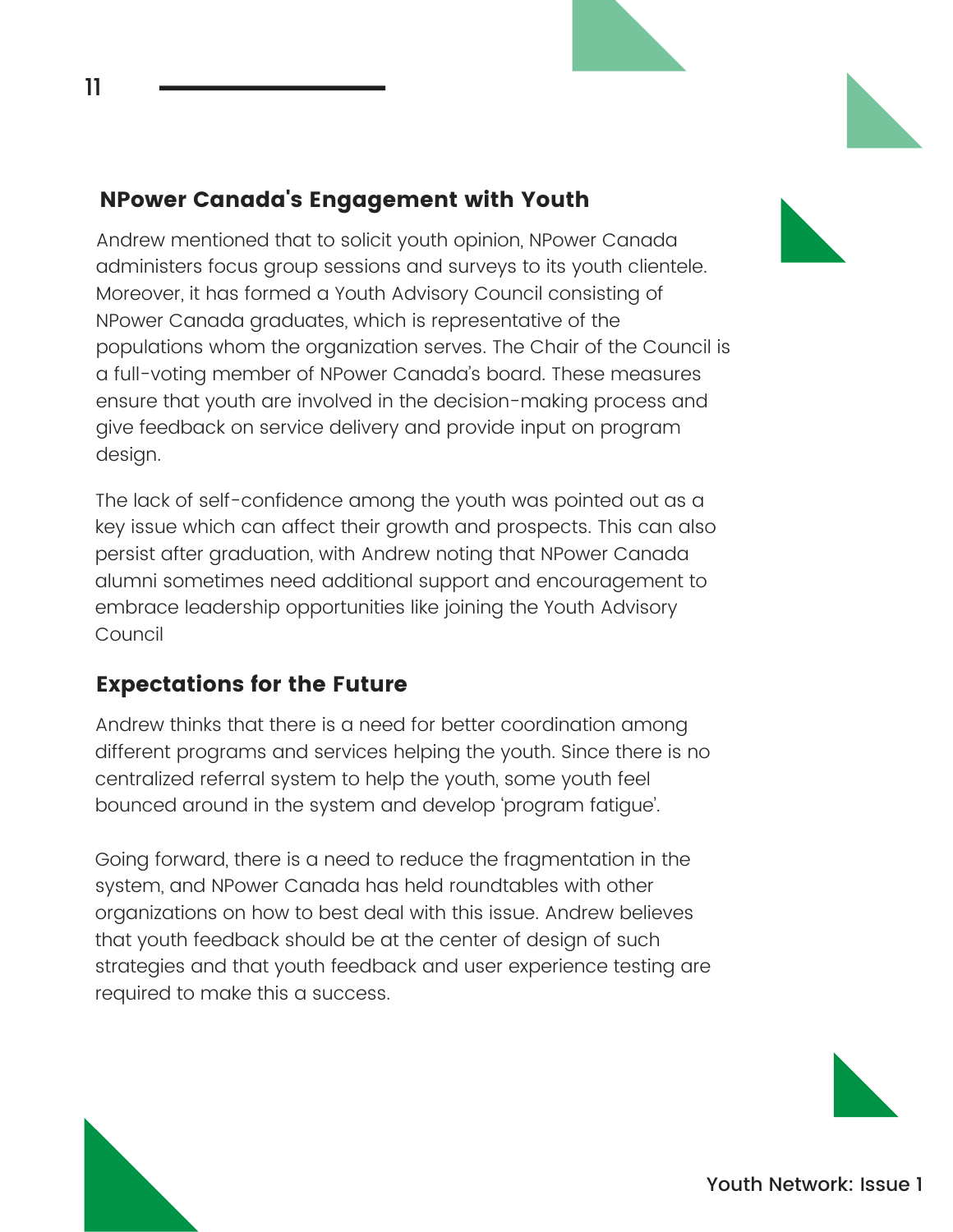## NPower Canada's Engagement with Youth

Andrew mentioned that to solicit youth opinion, NPower Canada administers focus group sessions and surveys to its youth clientele. Moreover, it has formed a Youth Advisory Council consisting of NPower Canada graduates, which is representative of the populations whom the organization serves. The Chair of the Council is a full-voting member of NPower Canada's board. These measures ensure that youth are involved in the decision-making process and give feedback on service delivery and provide input on program design.

The lack of self-confidence among the youth was pointed out as a key issue which can affect their growth and prospects. This can also persist after graduation, with Andrew noting that NPower Canada alumni sometimes need additional support and encouragement to embrace leadership opportunities like joining the Youth Advisory Council

## Expectations for the Future

Andrew thinks that there is a need for better coordination among different programs and services helping the youth. Since there is no centralized referral system to help the youth, some youth feel bounced around in the system and develop 'program fatigue'.

Going forward, there is a need to reduce the fragmentation in the system, and NPower Canada has held roundtables with other organizations on how to best deal with this issue. Andrew believes that youth feedback should be at the center of design of such strategies and that youth feedback and user experience testing are required to make this a success.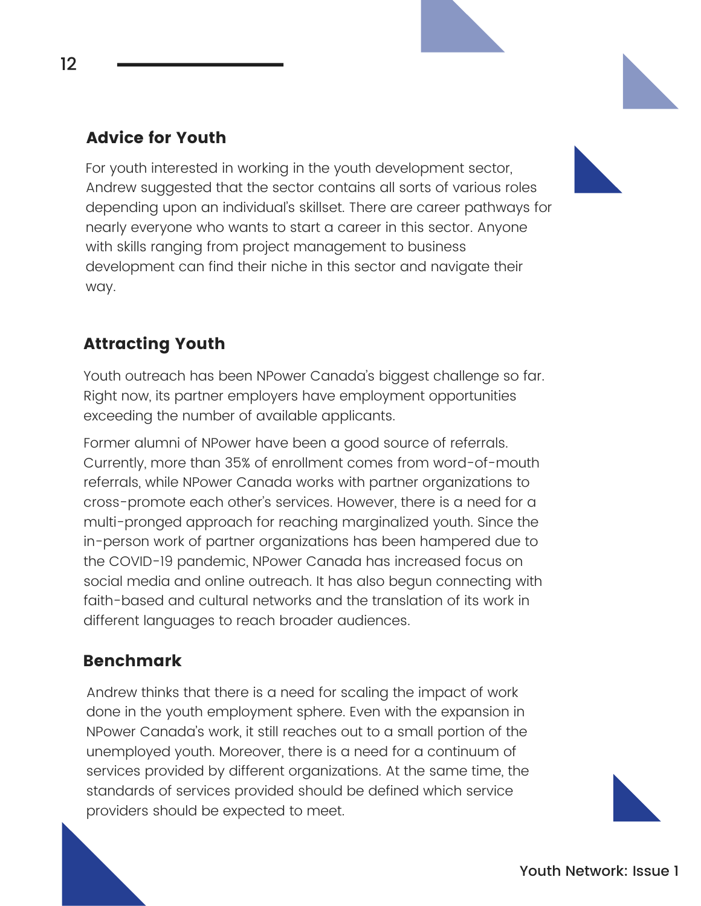## Advice for Youth

For youth interested in working in the youth development sector, Andrew suggested that the sector contains all sorts of various roles depending upon an individual's skillset. There are career pathways for nearly everyone who wants to start a career in this sector. Anyone with skills ranging from project management to business development can find their niche in this sector and navigate their way.

## Attracting Youth

Youth outreach has been NPower Canada's biggest challenge so far. Right now, its partner employers have employment opportunities exceeding the number of available applicants.

Former alumni of NPower have been a good source of referrals. Currently, more than 35% of enrollment comes from word-of-mouth referrals, while NPower Canada works with partner organizations to cross-promote each other's services. However, there is a need for a multi-pronged approach for reaching marginalized youth. Since the in-person work of partner organizations has been hampered due to the COVID-19 pandemic, NPower Canada has increased focus on social media and online outreach. It has also begun connecting with faith-based and cultural networks and the translation of its work in different languages to reach broader audiences.

## Benchmark

Andrew thinks that there is a need for scaling the impact of work done in the youth employment sphere. Even with the expansion in NPower Canada's work, it still reaches out to a small portion of the unemployed youth. Moreover, there is a need for a continuum of services provided by different organizations. At the same time, the standards of services provided should be defined which service providers should be expected to meet.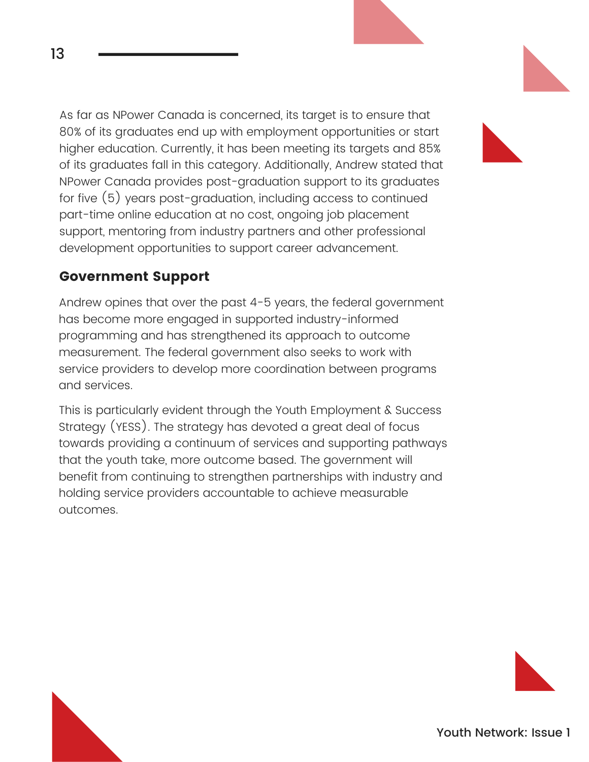As far as NPower Canada is concerned, its target is to ensure that 80% of its graduates end up with employment opportunities or start higher education. Currently, it has been meeting its targets and 85% of its graduates fall in this category. Additionally, Andrew stated that NPower Canada provides post-graduation support to its graduates for five (5) years post-graduation, including access to continued part-time online education at no cost, ongoing job placement support, mentoring from industry partners and other professional development opportunities to support career advancement.

## Government Support

Andrew opines that over the past 4-5 years, the federal government has become more engaged in supported industry-informed programming and has strengthened its approach to outcome measurement. The federal government also seeks to work with service providers to develop more coordination between programs and services.

This is particularly evident through the Youth Employment & Success Strategy (YESS). The strategy has devoted a great deal of focus towards providing a continuum of services and supporting pathways that the youth take, more outcome based. The government will benefit from continuing to strengthen partnerships with industry and holding service providers accountable to achieve measurable outcomes.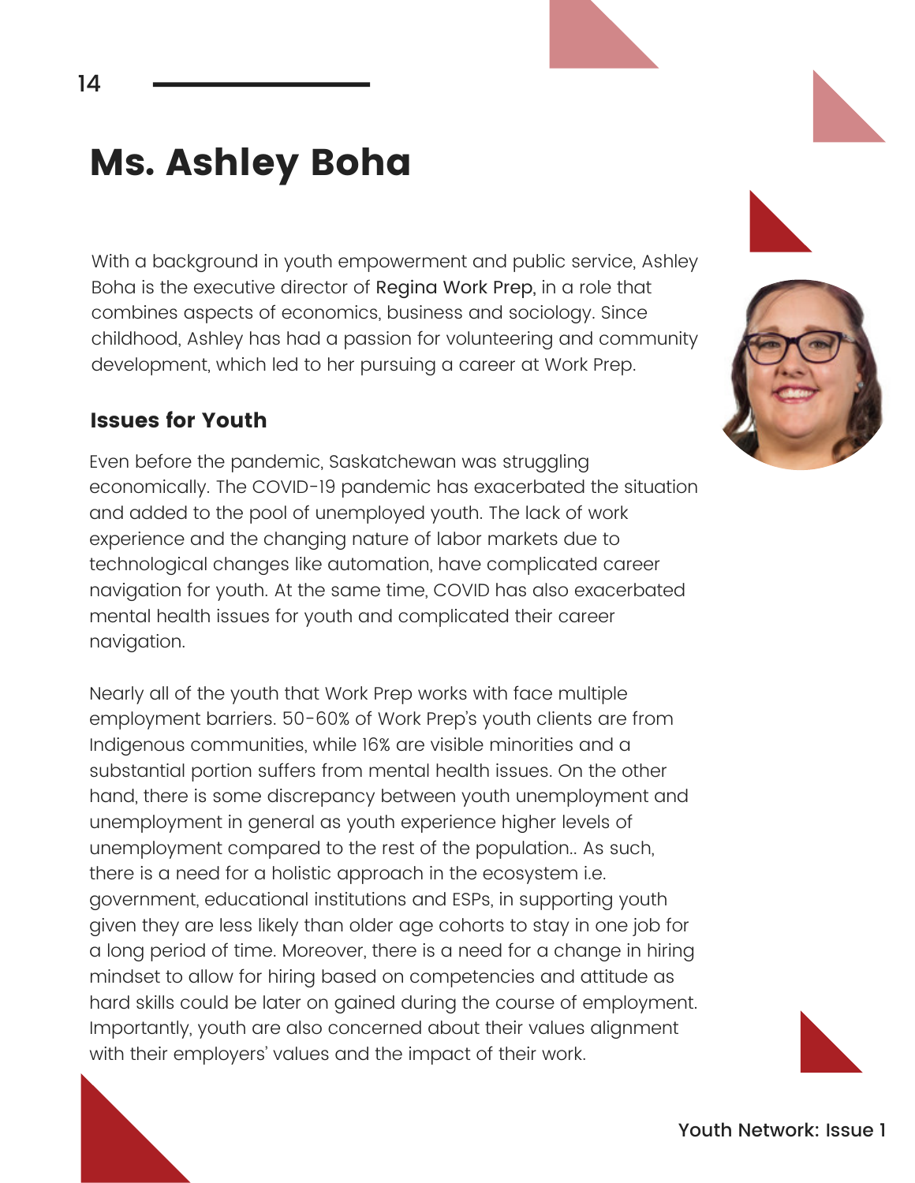# Ms. Ashley Boha

With a background in youth empowerment and public service, Ashley Boha is the executive director of Regina Work Prep, in a role that combines aspects of economics, business and sociology. Since childhood, Ashley has had a passion for volunteering and community development, which led to her pursuing a career at Work Prep.

### Issues for Youth

Even before the pandemic, Saskatchewan was struggling economically. The COVID-19 pandemic has exacerbated the situation and added to the pool of unemployed youth. The lack of work experience and the changing nature of labor markets due to technological changes like automation, have complicated career navigation for youth. At the same time, COVID has also exacerbated mental health issues for youth and complicated their career navigation.

Nearly all of the youth that Work Prep works with face multiple employment barriers. 50-60% of Work Prep's youth clients are from Indigenous communities, while 16% are visible minorities and a substantial portion suffers from mental health issues. On the other hand, there is some discrepancy between youth unemployment and unemployment in general as youth experience higher levels of unemployment compared to the rest of the population.. As such, there is a need for a holistic approach in the ecosystem i.e. government, educational institutions and ESPs, in supporting youth given they are less likely than older age cohorts to stay in one job for a long period of time. Moreover, there is a need for a change in hiring mindset to allow for hiring based on competencies and attitude as hard skills could be later on gained during the course of employment. Importantly, youth are also concerned about their values alignment with their employers' values and the impact of their work.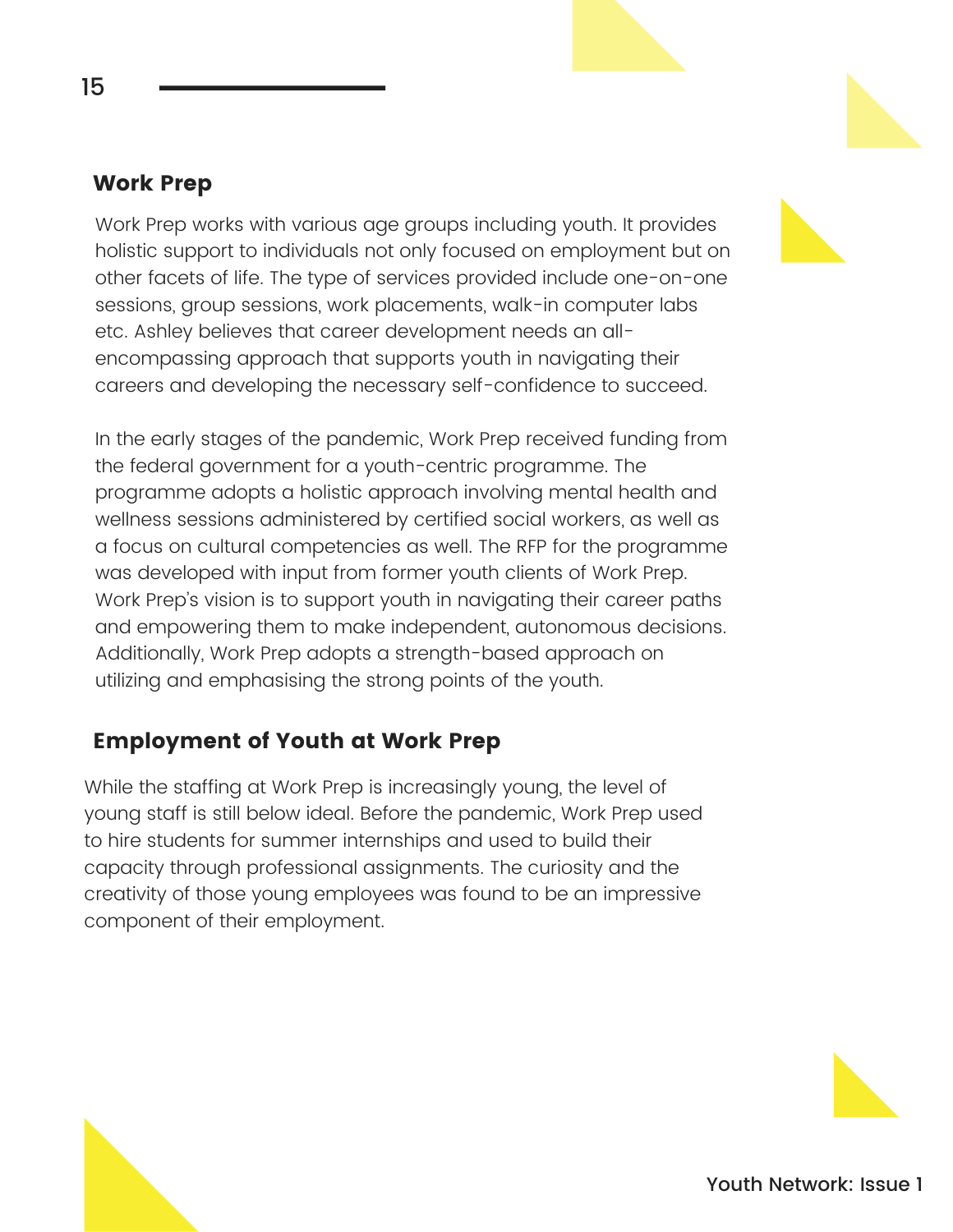## Work Prep

Work Prep works with various age groups including youth. It provides holistic support to individuals not only focused on employment but on other facets of life. The type of services provided include one-on-one sessions, group sessions, work placements, walk-in computer labs etc. Ashley believes that career development needs an all-encompassing approach that supports youth in navigating their careers and developing the necessary self-confidence to succeed.

In the early stages of the pandemic, Work Prep received funding from the federal government for a youth-centric programme. The programme adopts a holistic approach involving mental health and wellness sessions administered by certified social workers, as well as a focus on cultural competencies as well. The RFP for the programme was developed with input from former youth clients of Work Prep. Work Prep's vision is to support youth in navigating their career paths and empowering them to make independent, autonomous decisions. Additionally, Work Prep adopts a strength-based approach on utilizing and emphasising the strong points of the youth.

## Employment of Youth at Work Prep

While the staffing at Work Prep is increasingly young, the level of young staff is still below ideal. Before the pandemic, Work Prep used to hire students for summer internships and used to build their capacity through professional assignments. The curiosity and the creativity of those young employees was found to be an impressive component of their employment.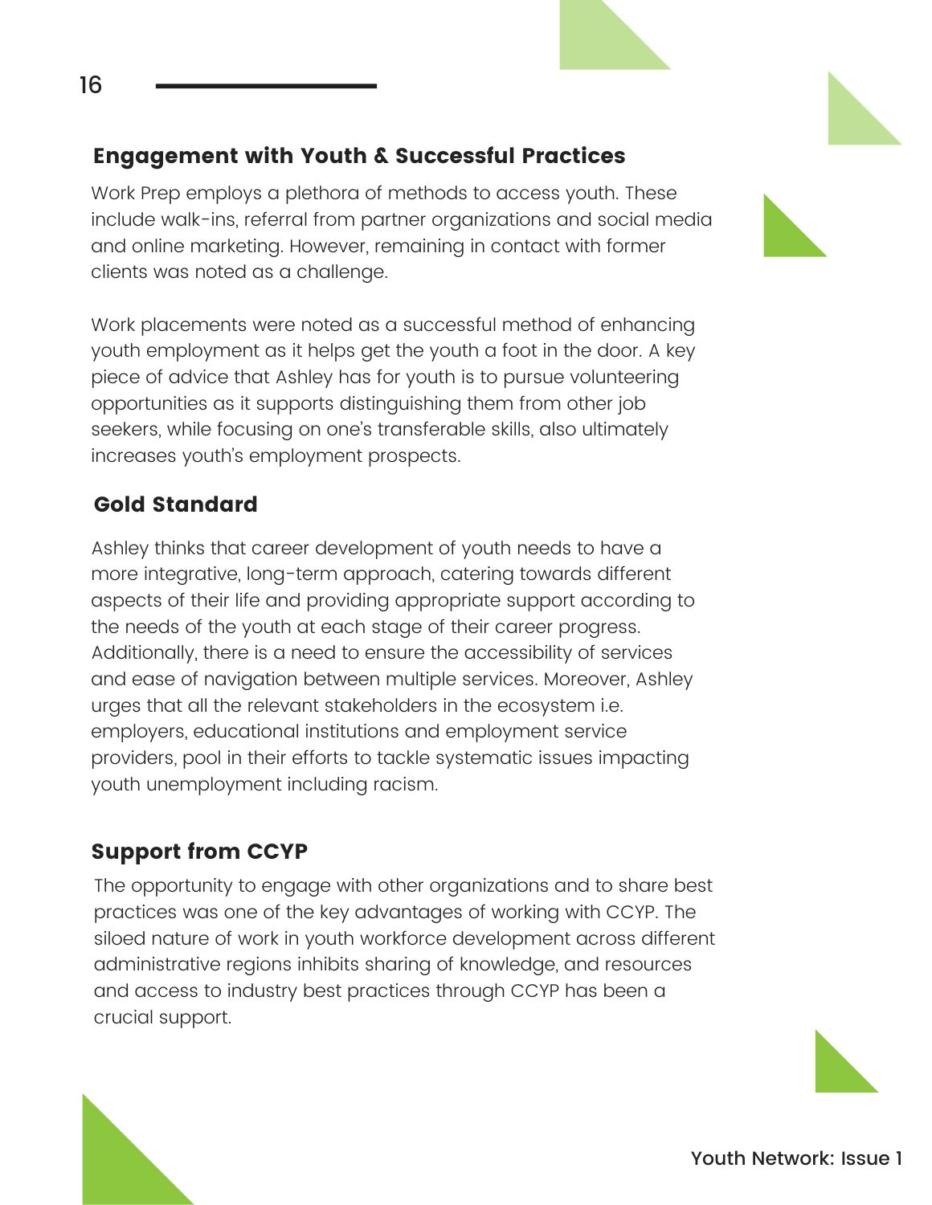## Engagement with Youth & Successful Practices

Work Prep employs a plethora of methods to access youth. These include walk-ins, referral from partner organizations and social media and online marketing. However, remaining in contact with former clients was noted as a challenge.

Work placements were noted as a successful method of enhancing youth employment as it helps get the youth a foot in the door. A key piece of advice that Ashley has for youth is to pursue volunteering opportunities as it supports distinguishing them from other job seekers, while focusing on one's transferable skills, also ultimately increases youth's employment prospects.

## Gold Standard

Ashley thinks that career development of youth needs to have a more integrative, long-term approach, catering towards different aspects of their life and providing appropriate support according to the needs of the youth at each stage of their career progress. Additionally, there is a need to ensure the accessibility of services and ease of navigation between multiple services. Moreover, Ashley urges that all the relevant stakeholders in the ecosystem i.e. employers, educational institutions and employment service providers, pool in their efforts to tackle systematic issues impacting youth unemployment including racism.

## Support from CCYP

The opportunity to engage with other organizations and to share best practices was one of the key advantages of working with CCYP. The siloed nature of work in youth workforce development across different administrative regions inhibits sharing of knowledge, and resources and access to industry best practices through CCYP has been a crucial support.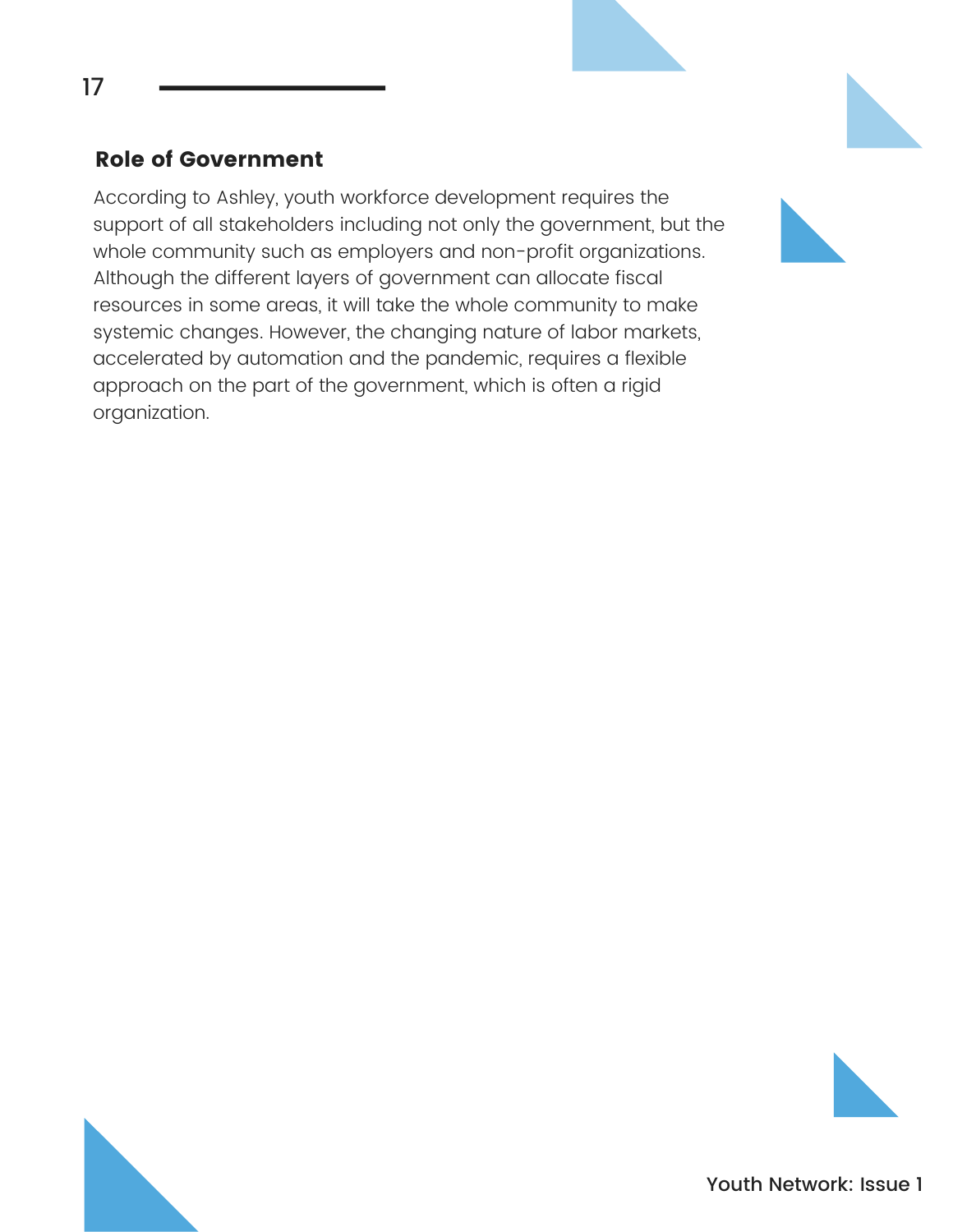### Role of Government

According to Ashley, youth workforce development requires the support of all stakeholders including not only the government, but the whole community such as employers and non-profit organizations. Although the different layers of government can allocate fiscal resources in some areas, it will take the whole community to make systemic changes. However, the changing nature of labor markets, accelerated by automation and the pandemic, requires a flexible approach on the part of the government, which is often a rigid organization.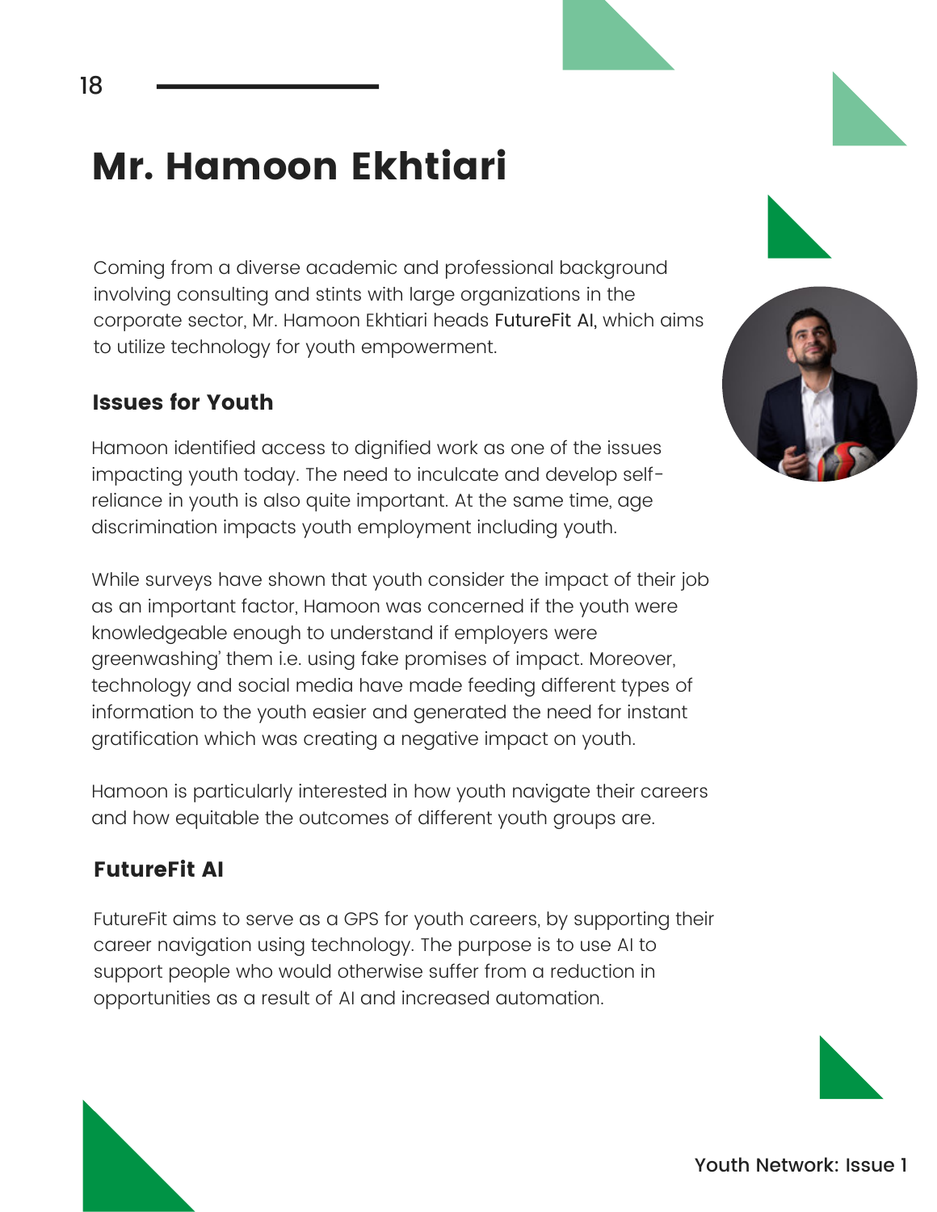# Mr. Hamoon Ekhtiari

Coming from a diverse academic and professional background involving consulting and stints with large organizations in the corporate sector, Mr. Hamoon Ekhtiari heads FutureFit AI, which aims to utilize technology for youth empowerment.

## Issues for Youth

Hamoon identified access to dignified work as one of the issues impacting youth today. The need to inculcate and develop self-reliance in youth is also quite important. At the same time, age discrimination impacts youth employment including youth.

While surveys have shown that youth consider the impact of their job as an important factor, Hamoon was concerned if the youth were knowledgeable enough to understand if employers were greenwashing' them i.e. using fake promises of impact. Moreover, technology and social media have made feeding different types of information to the youth easier and generated the need for instant gratification which was creating a negative impact on youth.

Hamoon is particularly interested in how youth navigate their careers and how equitable the outcomes of different youth groups are.

## FutureFit AI

FutureFit aims to serve as a GPS for youth careers, by supporting their career navigation using technology. The purpose is to use AI to support people who would otherwise suffer from a reduction in opportunities as a result of AI and increased automation.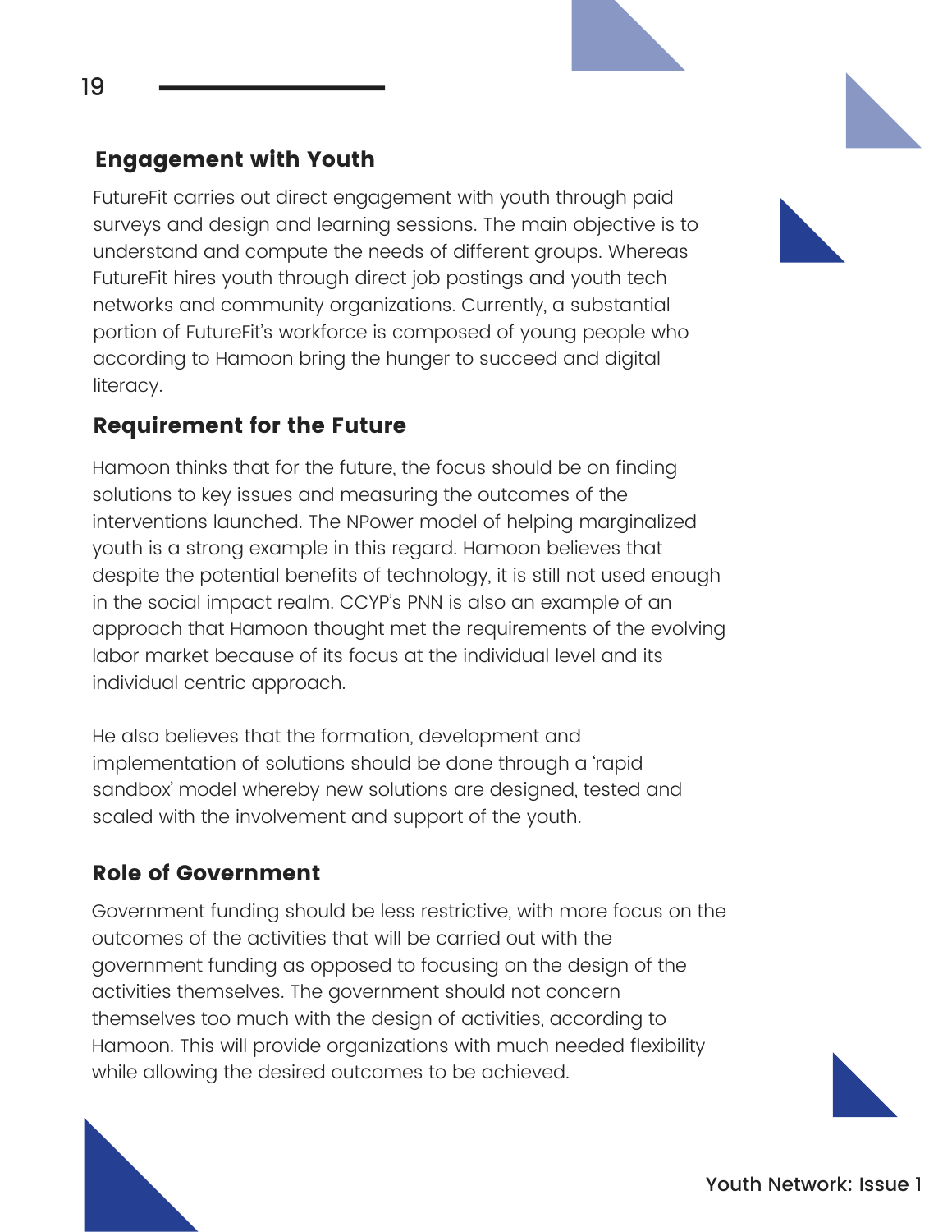## Engagement with Youth

FutureFit carries out direct engagement with youth through paid surveys and design and learning sessions. The main objective is to understand and compute the needs of different groups. Whereas FutureFit hires youth through direct job postings and youth tech networks and community organizations. Currently, a substantial portion of FutureFit's workforce is composed of young people who according to Hamoon bring the hunger to succeed and digital literacy.

## Requirement for the Future

Hamoon thinks that for the future, the focus should be on finding solutions to key issues and measuring the outcomes of the interventions launched. The NPower model of helping marginalized youth is a strong example in this regard. Hamoon believes that despite the potential benefits of technology, it is still not used enough in the social impact realm. CCYP's PNN is also an example of an approach that Hamoon thought met the requirements of the evolving labor market because of its focus at the individual level and its individual centric approach.

He also believes that the formation, development and implementation of solutions should be done through a 'rapid sandbox' model whereby new solutions are designed, tested and scaled with the involvement and support of the youth.

## Role of Government

Government funding should be less restrictive, with more focus on the outcomes of the activities that will be carried out with the government funding as opposed to focusing on the design of the activities themselves. The government should not concern themselves too much with the design of activities, according to Hamoon. This will provide organizations with much needed flexibility while allowing the desired outcomes to be achieved.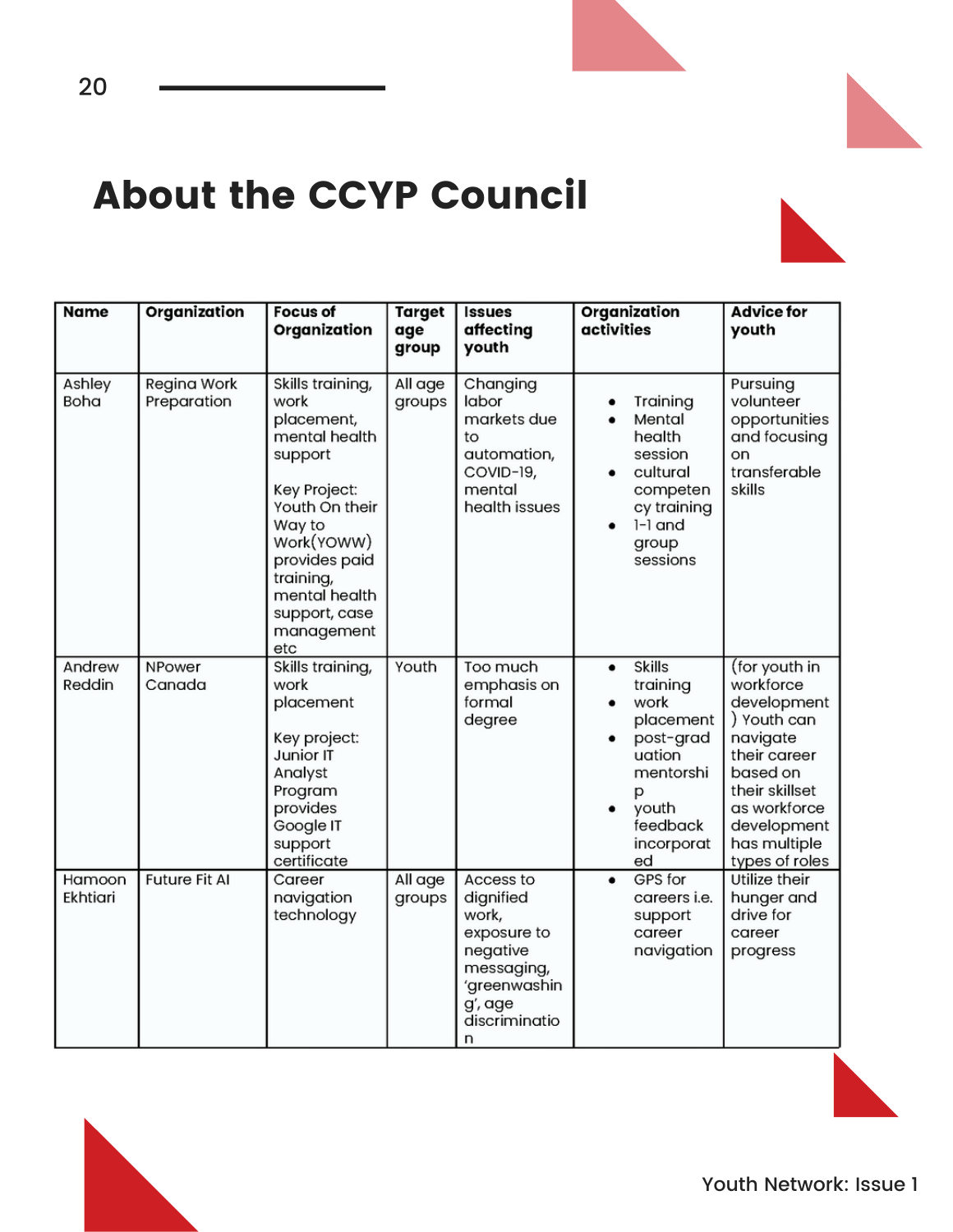# About the CCYP Council

| Name | Organization | Focus of Organization | Target age group | Issues affecting youth | Organization activities | Advice for youth |
|---|---|---|---|---|---|---|
| Ashley Boha | Regina Work Preparation | Skills training, work placement, mental health support<br><br>Key Project: Youth On their Way to Work(YOWW) provides paid training, mental health support, case management etc | All age groups | Changing labor markets due to automation, COVID-19, mental health issues | • Training<br>• Mental health session<br>• cultural competency training<br>• 1-1 and group sessions | Pursuing volunteer opportunities and focusing on transferable skills |
| Andrew Reddin | NPower Canada | Skills training, work placement<br><br>Key project: Junior IT Analyst Program provides Google IT support certificate | Youth | Too much emphasis on formal degree | • Skills training<br>• work placement<br>• post-graduation mentorship<br>• youth feedback incorporated | (for youth in workforce development) Youth can navigate their career based on their skillset as workforce development has multiple types of roles |
| Hamoon Ekhtiari | Future Fit AI | Career navigation technology | All age groups | Access to dignified work, exposure to negative messaging, 'greenwashing', age discrimination | • GPS for careers i.e. support career navigation | Utilize their hunger and drive for career progress |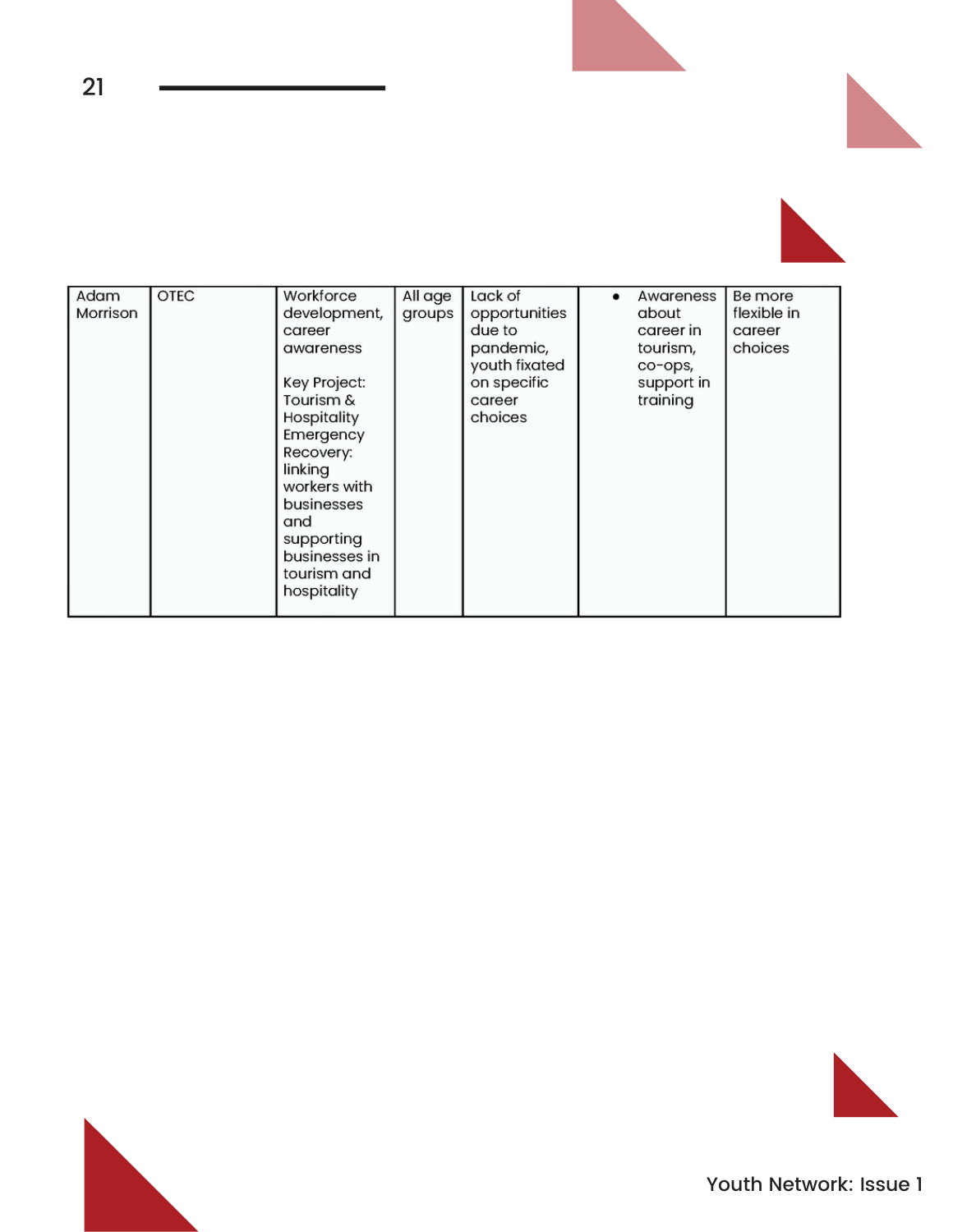| | | | | | | |
|---|---|---|---|---|---|---|
| Adam Morrison | OTEC | Workforce development, career awareness<br><br>Key Project: Tourism & Hospitality Emergency Recovery: linking workers with businesses and supporting businesses in tourism and hospitality | All age groups | Lack of opportunities due to pandemic, youth fixated on specific career choices | • Awareness about career in tourism, co-ops, support in training | Be more flexible in career choices |